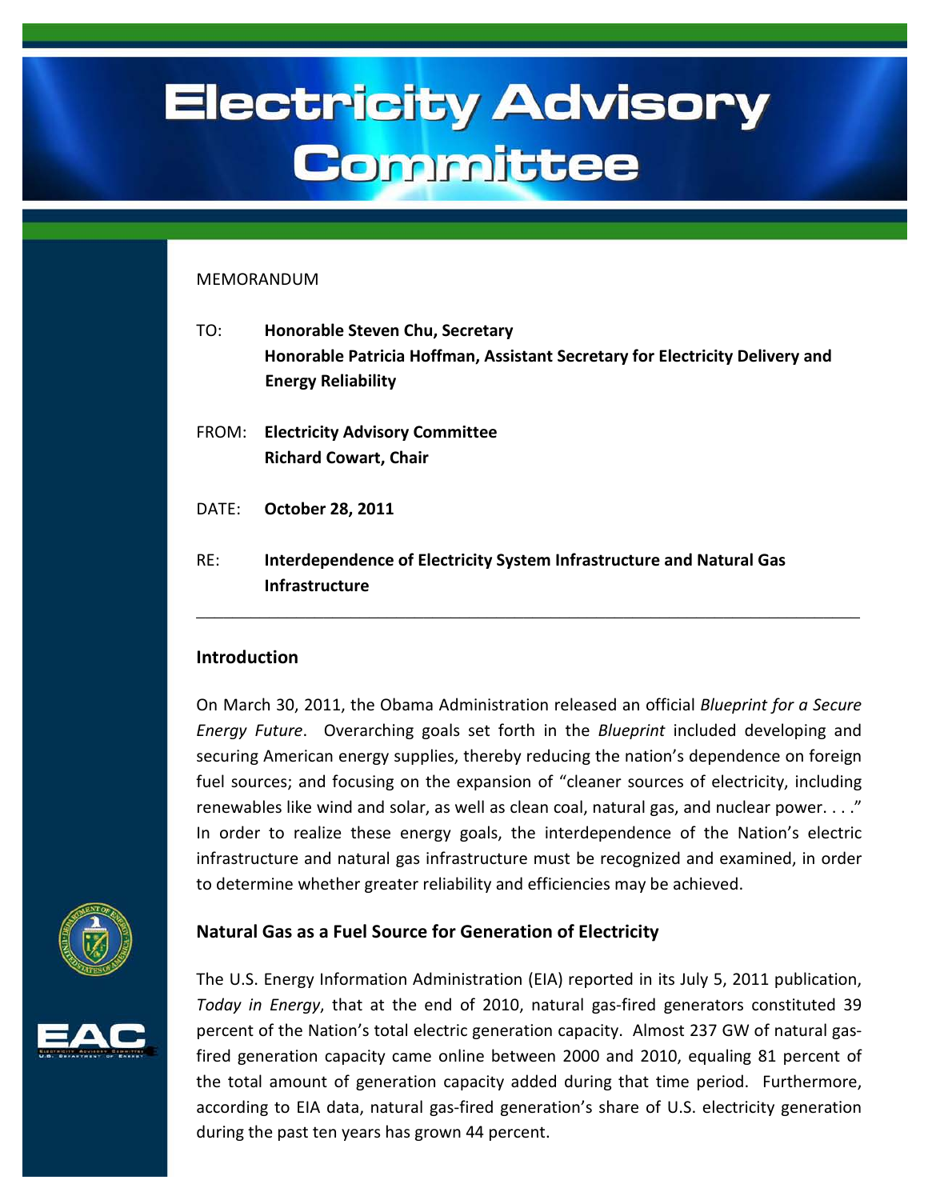# Electricity Advisory Committee

MEMORANDUM

TO: **Honorable Steven Chu, Secretary**
**Honorable Patricia Hoffman, Assistant Secretary for Electricity Delivery and Energy Reliability**

FROM: **Electricity Advisory Committee**
**Richard Cowart, Chair**

DATE: **October 28, 2011**

RE: **Interdependence of Electricity System Infrastructure and Natural Gas Infrastructure**

---

## Introduction

On March 30, 2011, the Obama Administration released an official *Blueprint for a Secure Energy Future*. Overarching goals set forth in the *Blueprint* included developing and securing American energy supplies, thereby reducing the nation's dependence on foreign fuel sources; and focusing on the expansion of "cleaner sources of electricity, including renewables like wind and solar, as well as clean coal, natural gas, and nuclear power. . . ." In order to realize these energy goals, the interdependence of the Nation's electric infrastructure and natural gas infrastructure must be recognized and examined, in order to determine whether greater reliability and efficiencies may be achieved.

## Natural Gas as a Fuel Source for Generation of Electricity

The U.S. Energy Information Administration (EIA) reported in its July 5, 2011 publication, *Today in Energy*, that at the end of 2010, natural gas-fired generators constituted 39 percent of the Nation's total electric generation capacity. Almost 237 GW of natural gas-fired generation capacity came online between 2000 and 2010, equaling 81 percent of the total amount of generation capacity added during that time period. Furthermore, according to EIA data, natural gas-fired generation's share of U.S. electricity generation during the past ten years has grown 44 percent.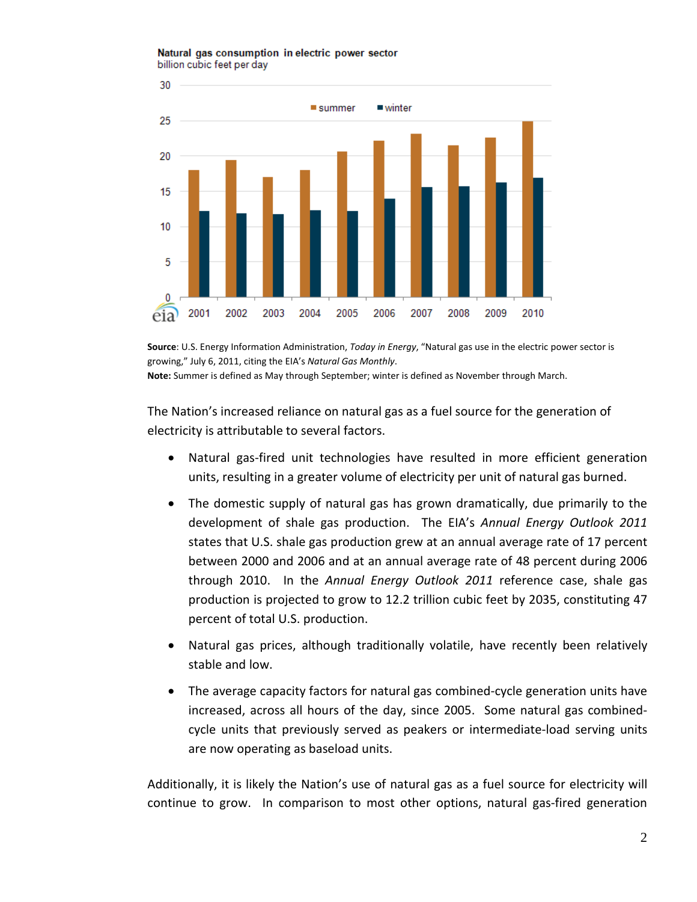**Natural gas consumption in electric power sector**
billion cubic feet per day

**Source**: U.S. Energy Information Administration, *Today in Energy*, "Natural gas use in the electric power sector is growing," July 6, 2011, citing the EIA's *Natural Gas Monthly*.
**Note:** Summer is defined as May through September; winter is defined as November through March.

The Nation's increased reliance on natural gas as a fuel source for the generation of electricity is attributable to several factors.

- Natural gas-fired unit technologies have resulted in more efficient generation units, resulting in a greater volume of electricity per unit of natural gas burned.
- The domestic supply of natural gas has grown dramatically, due primarily to the development of shale gas production. The EIA's *Annual Energy Outlook 2011* states that U.S. shale gas production grew at an annual average rate of 17 percent between 2000 and 2006 and at an annual average rate of 48 percent during 2006 through 2010. In the *Annual Energy Outlook 2011* reference case, shale gas production is projected to grow to 12.2 trillion cubic feet by 2035, constituting 47 percent of total U.S. production.
- Natural gas prices, although traditionally volatile, have recently been relatively stable and low.
- The average capacity factors for natural gas combined-cycle generation units have increased, across all hours of the day, since 2005. Some natural gas combined-cycle units that previously served as peakers or intermediate-load serving units are now operating as baseload units.

Additionally, it is likely the Nation's use of natural gas as a fuel source for electricity will continue to grow. In comparison to most other options, natural gas-fired generation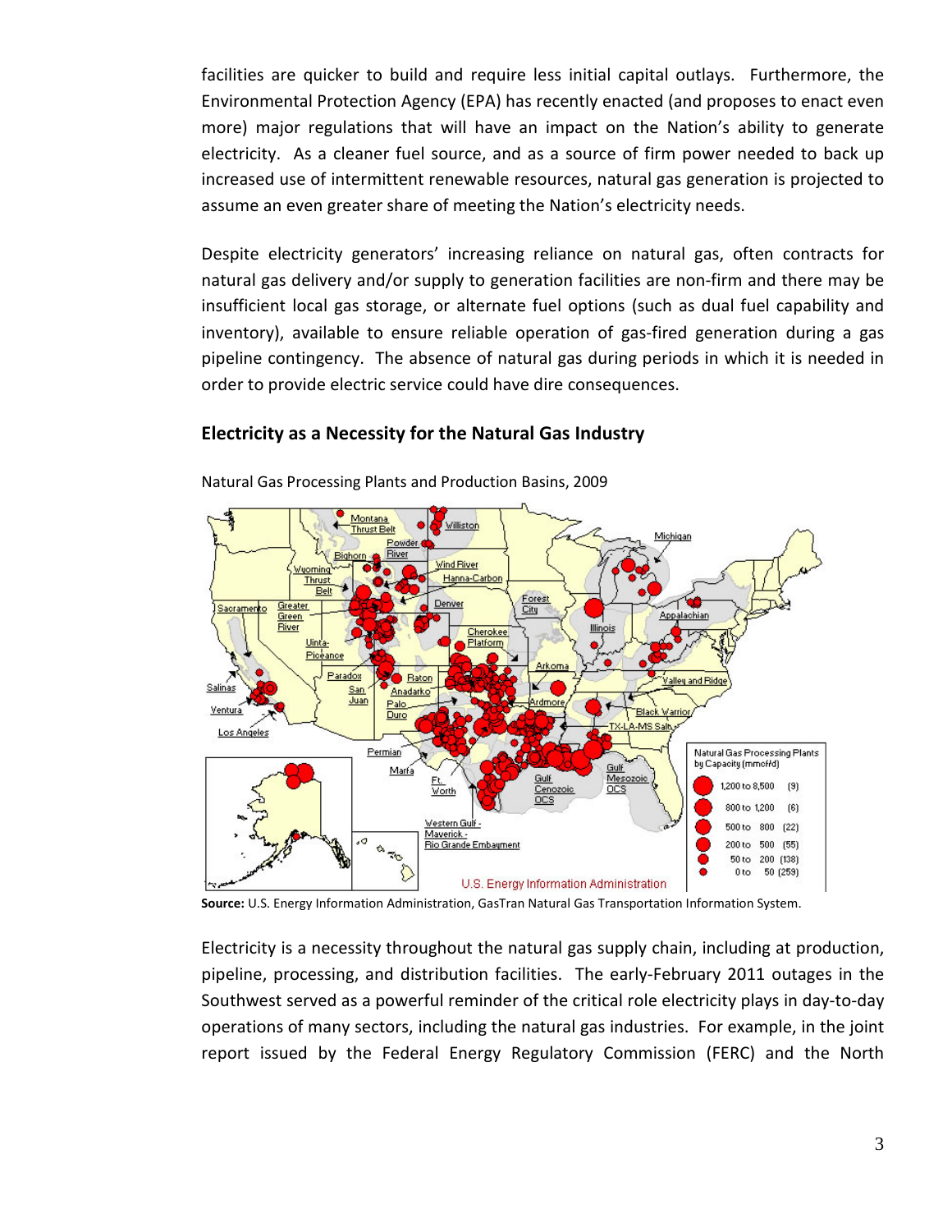facilities are quicker to build and require less initial capital outlays. Furthermore, the Environmental Protection Agency (EPA) has recently enacted (and proposes to enact even more) major regulations that will have an impact on the Nation's ability to generate electricity. As a cleaner fuel source, and as a source of firm power needed to back up increased use of intermittent renewable resources, natural gas generation is projected to assume an even greater share of meeting the Nation's electricity needs.

Despite electricity generators' increasing reliance on natural gas, often contracts for natural gas delivery and/or supply to generation facilities are non-firm and there may be insufficient local gas storage, or alternate fuel options (such as dual fuel capability and inventory), available to ensure reliable operation of gas-fired generation during a gas pipeline contingency. The absence of natural gas during periods in which it is needed in order to provide electric service could have dire consequences.

## Electricity as a Necessity for the Natural Gas Industry

Natural Gas Processing Plants and Production Basins, 2009

**Source:** U.S. Energy Information Administration, GasTran Natural Gas Transportation Information System.

Electricity is a necessity throughout the natural gas supply chain, including at production, pipeline, processing, and distribution facilities. The early-February 2011 outages in the Southwest served as a powerful reminder of the critical role electricity plays in day-to-day operations of many sectors, including the natural gas industries. For example, in the joint report issued by the Federal Energy Regulatory Commission (FERC) and the North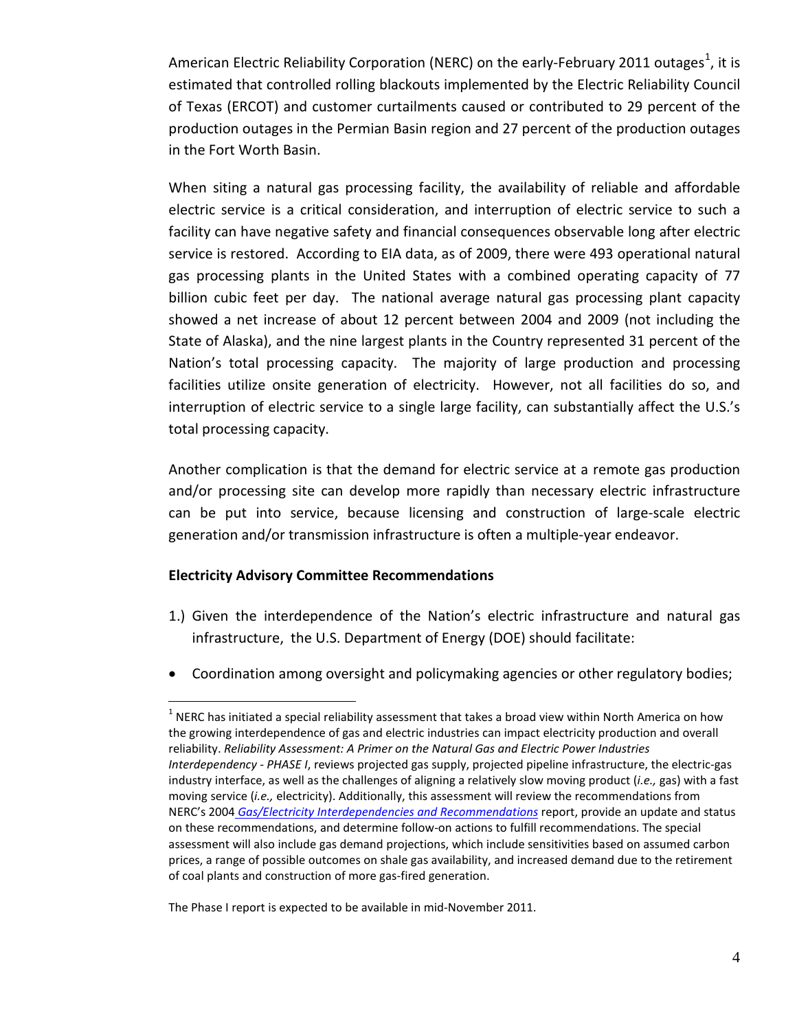American Electric Reliability Corporation (NERC) on the early-February 2011 outages[1], it is estimated that controlled rolling blackouts implemented by the Electric Reliability Council of Texas (ERCOT) and customer curtailments caused or contributed to 29 percent of the production outages in the Permian Basin region and 27 percent of the production outages in the Fort Worth Basin.

When siting a natural gas processing facility, the availability of reliable and affordable electric service is a critical consideration, and interruption of electric service to such a facility can have negative safety and financial consequences observable long after electric service is restored. According to EIA data, as of 2009, there were 493 operational natural gas processing plants in the United States with a combined operating capacity of 77 billion cubic feet per day. The national average natural gas processing plant capacity showed a net increase of about 12 percent between 2004 and 2009 (not including the State of Alaska), and the nine largest plants in the Country represented 31 percent of the Nation's total processing capacity. The majority of large production and processing facilities utilize onsite generation of electricity. However, not all facilities do so, and interruption of electric service to a single large facility, can substantially affect the U.S.'s total processing capacity.

Another complication is that the demand for electric service at a remote gas production and/or processing site can develop more rapidly than necessary electric infrastructure can be put into service, because licensing and construction of large-scale electric generation and/or transmission infrastructure is often a multiple-year endeavor.

**Electricity Advisory Committee Recommendations**

1.) Given the interdependence of the Nation's electric infrastructure and natural gas infrastructure, the U.S. Department of Energy (DOE) should facilitate:

- Coordination among oversight and policymaking agencies or other regulatory bodies;

---

[1] NERC has initiated a special reliability assessment that takes a broad view within North America on how the growing interdependence of gas and electric industries can impact electricity production and overall reliability. *Reliability Assessment: A Primer on the Natural Gas and Electric Power Industries Interdependency - PHASE I*, reviews projected gas supply, projected pipeline infrastructure, the electric-gas industry interface, as well as the challenges of aligning a relatively slow moving product (*i.e.,* gas) with a fast moving service (*i.e.,* electricity). Additionally, this assessment will review the recommendations from NERC's 2004 *Gas/Electricity Interdependencies and Recommendations* report, provide an update and status on these recommendations, and determine follow-on actions to fulfill recommendations. The special assessment will also include gas demand projections, which include sensitivities based on assumed carbon prices, a range of possible outcomes on shale gas availability, and increased demand due to the retirement of coal plants and construction of more gas-fired generation.

The Phase I report is expected to be available in mid-November 2011.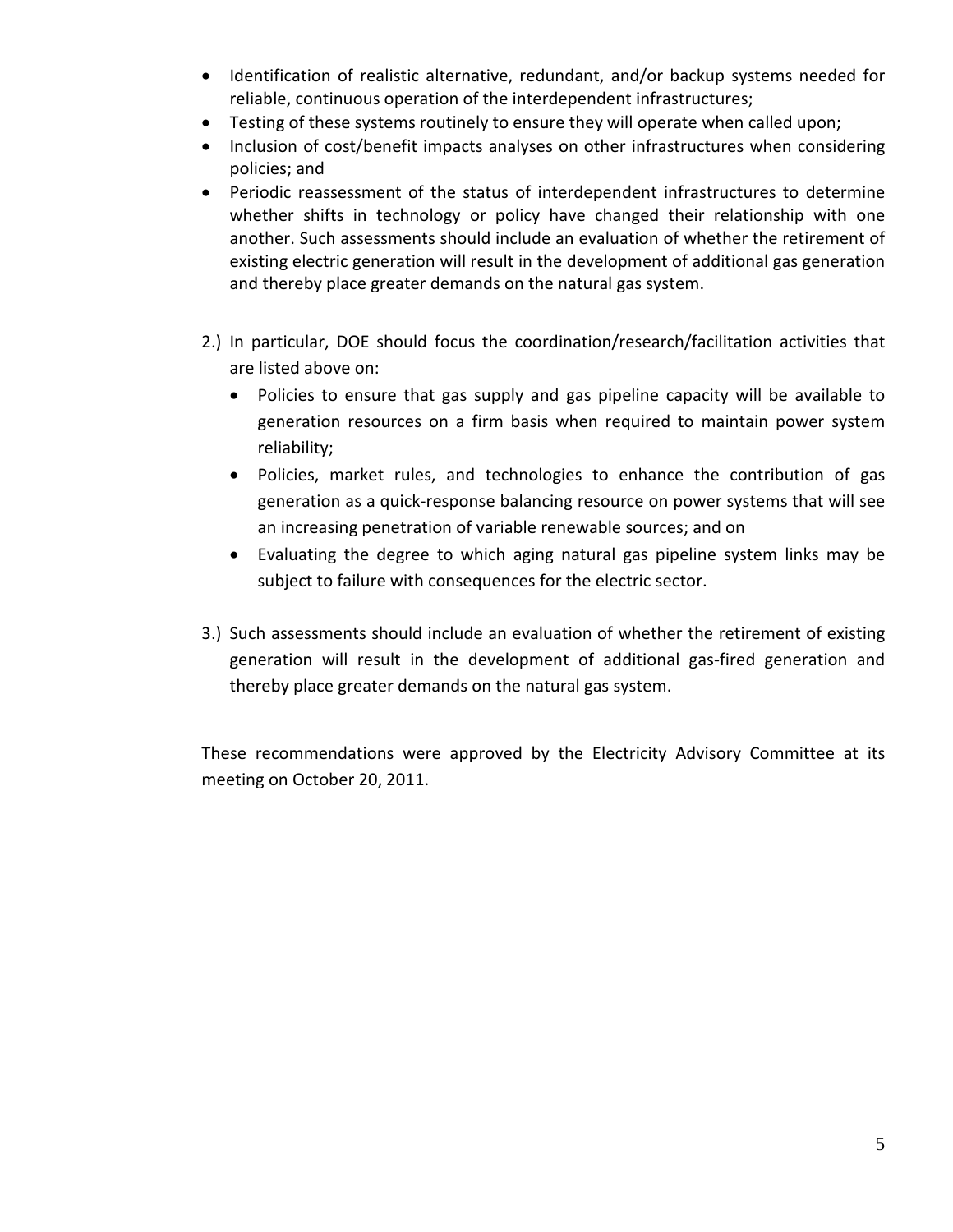- Identification of realistic alternative, redundant, and/or backup systems needed for reliable, continuous operation of the interdependent infrastructures;
- Testing of these systems routinely to ensure they will operate when called upon;
- Inclusion of cost/benefit impacts analyses on other infrastructures when considering policies; and
- Periodic reassessment of the status of interdependent infrastructures to determine whether shifts in technology or policy have changed their relationship with one another. Such assessments should include an evaluation of whether the retirement of existing electric generation will result in the development of additional gas generation and thereby place greater demands on the natural gas system.

2.) In particular, DOE should focus the coordination/research/facilitation activities that are listed above on:

   - Policies to ensure that gas supply and gas pipeline capacity will be available to generation resources on a firm basis when required to maintain power system reliability;
   - Policies, market rules, and technologies to enhance the contribution of gas generation as a quick-response balancing resource on power systems that will see an increasing penetration of variable renewable sources; and on
   - Evaluating the degree to which aging natural gas pipeline system links may be subject to failure with consequences for the electric sector.

3.) Such assessments should include an evaluation of whether the retirement of existing generation will result in the development of additional gas-fired generation and thereby place greater demands on the natural gas system.

These recommendations were approved by the Electricity Advisory Committee at its meeting on October 20, 2011.